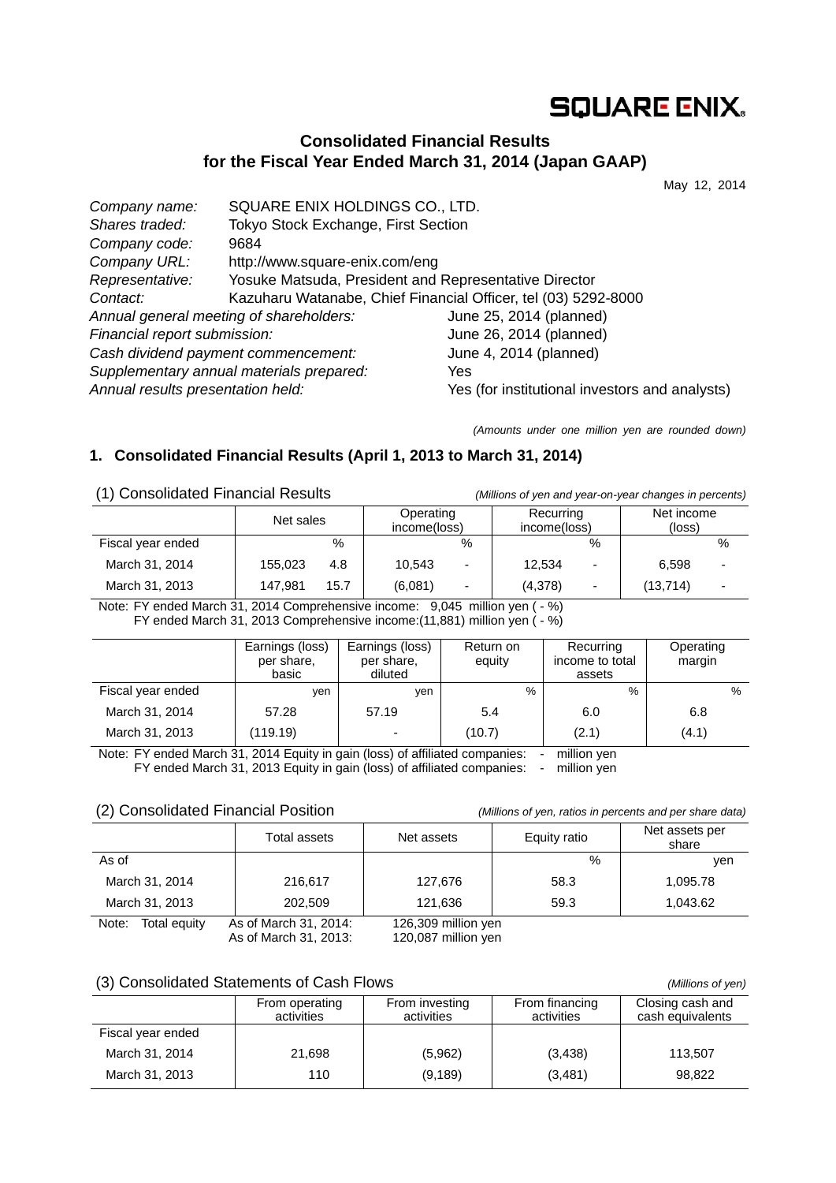SQUARE ENIX.

# Consolidated Financial Results for the Fiscal Year Ended March 31, 2014 (Japan GAAP)

May 12, 2014

*Company name:* SQUARE ENIX HOLDINGS CO., LTD.
*Shares traded:* Tokyo Stock Exchange, First Section
*Company code:* 9684
*Company URL:* http://www.square-enix.com/eng
*Representative:* Yosuke Matsuda, President and Representative Director
*Contact:* Kazuharu Watanabe, Chief Financial Officer, tel (03) 5292-8000
*Annual general meeting of shareholders:* June 25, 2014 (planned)
*Financial report submission:* June 26, 2014 (planned)
*Cash dividend payment commencement:* June 4, 2014 (planned)
*Supplementary annual materials prepared:* Yes
*Annual results presentation held:* Yes (for institutional investors and analysts)

*(Amounts under one million yen are rounded down)*

## 1. Consolidated Financial Results (April 1, 2013 to March 31, 2014)

### (1) Consolidated Financial Results

*(Millions of yen and year-on-year changes in percents)*

| | Net sales | | Operating income(loss) | | Recurring income(loss) | | Net income (loss) | |
|---|---|---|---|---|---|---|---|---|
| Fiscal year ended | | % | | % | | % | | % |
| March 31, 2014 | 155,023 | 4.8 | 10,543 | - | 12,534 | - | 6,598 | - |
| March 31, 2013 | 147,981 | 15.7 | (6,081) | - | (4,378) | - | (13,714) | - |

Note: FY ended March 31, 2014 Comprehensive income: 9,045 million yen ( - %)
FY ended March 31, 2013 Comprehensive income:(11,881) million yen ( - %)

| | Earnings (loss) per share, basic | Earnings (loss) per share, diluted | Return on equity | Recurring income to total assets | Operating margin |
|---|---|---|---|---|---|
| Fiscal year ended | yen | yen | % | % | % |
| March 31, 2014 | 57.28 | 57.19 | 5.4 | 6.0 | 6.8 |
| March 31, 2013 | (119.19) | - | (10.7) | (2.1) | (4.1) |

Note: FY ended March 31, 2014 Equity in gain (loss) of affiliated companies: - million yen
FY ended March 31, 2013 Equity in gain (loss) of affiliated companies: - million yen

### (2) Consolidated Financial Position

*(Millions of yen, ratios in percents and per share data)*

| | Total assets | Net assets | Equity ratio | Net assets per share |
|---|---|---|---|---|
| As of | | | % | yen |
| March 31, 2014 | 216,617 | 127,676 | 58.3 | 1,095.78 |
| March 31, 2013 | 202,509 | 121,636 | 59.3 | 1,043.62 |

Note: Total equity As of March 31, 2014: 126,309 million yen
As of March 31, 2013: 120,087 million yen

### (3) Consolidated Statements of Cash Flows

*(Millions of yen)*

| | From operating activities | From investing activities | From financing activities | Closing cash and cash equivalents |
|---|---|---|---|---|
| Fiscal year ended | | | | |
| March 31, 2014 | 21,698 | (5,962) | (3,438) | 113,507 |
| March 31, 2013 | 110 | (9,189) | (3,481) | 98,822 |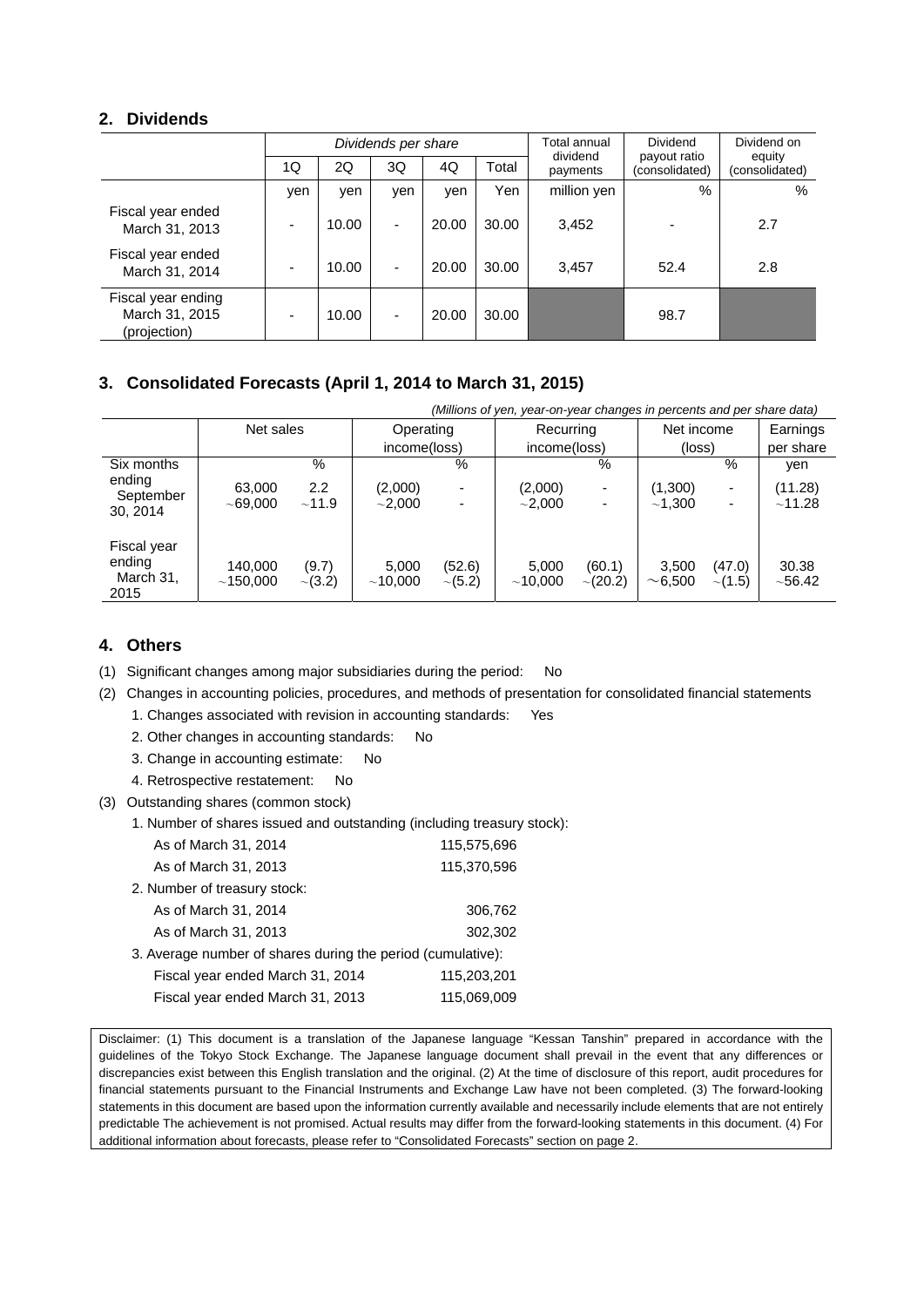## 2. Dividends

| | Dividends per share | | | | | Total annual dividend payments | Dividend payout ratio (consolidated) | Dividend on equity (consolidated) |
|---|---|---|---|---|---|---|---|---|
| | 1Q | 2Q | 3Q | 4Q | Total | | | |
| | yen | yen | yen | yen | Yen | million yen | % | % |
| Fiscal year ended March 31, 2013 | - | 10.00 | - | 20.00 | 30.00 | 3,452 | - | 2.7 |
| Fiscal year ended March 31, 2014 | - | 10.00 | - | 20.00 | 30.00 | 3,457 | 52.4 | 2.8 |
| Fiscal year ending March 31, 2015 (projection) | - | 10.00 | - | 20.00 | 30.00 | | 98.7 | |

## 3. Consolidated Forecasts (April 1, 2014 to March 31, 2015)

*(Millions of yen, year-on-year changes in percents and per share data)*

| | Net sales | | Operating income(loss) | | Recurring income(loss) | | Net income (loss) | | Earnings per share |
|---|---|---|---|---|---|---|---|---|---|
| | | % | | % | | % | | % | yen |
| Six months ending September 30, 2014 | 63,000 ~69,000 | 2.2 ~11.9 | (2,000) ~2,000 | - - | (2,000) ~2,000 | - - | (1,300) ~1,300 | - - | (11.28) ~11.28 |
| Fiscal year ending March 31, 2015 | 140,000 ~150,000 | (9.7) ~(3.2) | 5,000 ~10,000 | (52.6) ~(5.2) | 5,000 ~10,000 | (60.1) ~(20.2) | 3,500 ~6,500 | (47.0) ~(1.5) | 30.38 ~56.42 |

## 4. Others

(1) Significant changes among major subsidiaries during the period: No

(2) Changes in accounting policies, procedures, and methods of presentation for consolidated financial statements

1. Changes associated with revision in accounting standards: Yes
2. Other changes in accounting standards: No
3. Change in accounting estimate: No
4. Retrospective restatement: No

(3) Outstanding shares (common stock)

1. Number of shares issued and outstanding (including treasury stock):

| | |
|---|---|
| As of March 31, 2014 | 115,575,696 |
| As of March 31, 2013 | 115,370,596 |

2. Number of treasury stock:

| | |
|---|---|
| As of March 31, 2014 | 306,762 |
| As of March 31, 2013 | 302,302 |

3. Average number of shares during the period (cumulative):

| | |
|---|---|
| Fiscal year ended March 31, 2014 | 115,203,201 |
| Fiscal year ended March 31, 2013 | 115,069,009 |

Disclaimer: (1) This document is a translation of the Japanese language "Kessan Tanshin" prepared in accordance with the guidelines of the Tokyo Stock Exchange. The Japanese language document shall prevail in the event that any differences or discrepancies exist between this English translation and the original. (2) At the time of disclosure of this report, audit procedures for financial statements pursuant to the Financial Instruments and Exchange Law have not been completed. (3) The forward-looking statements in this document are based upon the information currently available and necessarily include elements that are not entirely predictable The achievement is not promised. Actual results may differ from the forward-looking statements in this document. (4) For additional information about forecasts, please refer to "Consolidated Forecasts" section on page 2.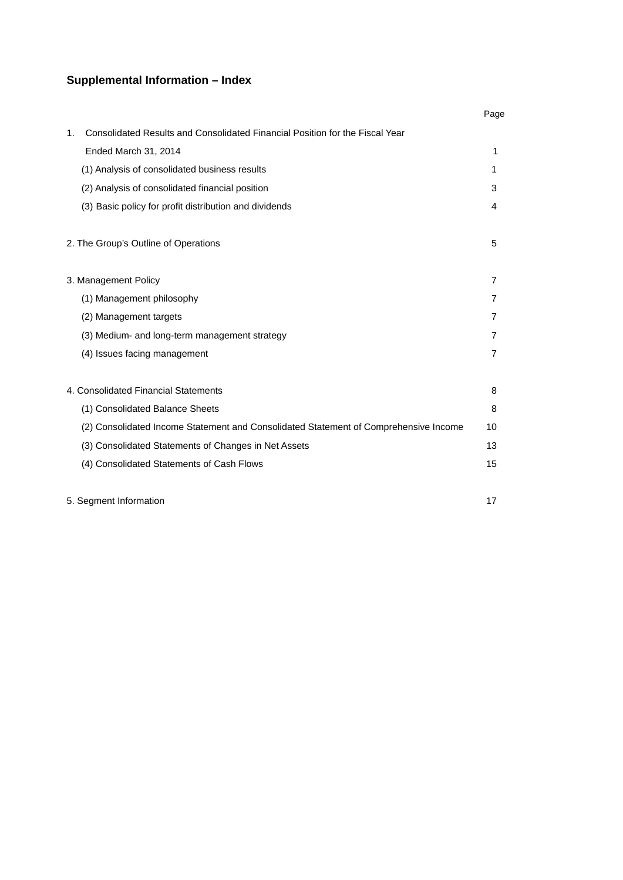## Supplemental Information – Index

| | Page |
|---|---|
| 1. Consolidated Results and Consolidated Financial Position for the Fiscal Year Ended March 31, 2014 | 1 |
| (1) Analysis of consolidated business results | 1 |
| (2) Analysis of consolidated financial position | 3 |
| (3) Basic policy for profit distribution and dividends | 4 |
| | |
| 2. The Group's Outline of Operations | 5 |
| | |
| 3. Management Policy | 7 |
| (1) Management philosophy | 7 |
| (2) Management targets | 7 |
| (3) Medium- and long-term management strategy | 7 |
| (4) Issues facing management | 7 |
| | |
| 4. Consolidated Financial Statements | 8 |
| (1) Consolidated Balance Sheets | 8 |
| (2) Consolidated Income Statement and Consolidated Statement of Comprehensive Income | 10 |
| (3) Consolidated Statements of Changes in Net Assets | 13 |
| (4) Consolidated Statements of Cash Flows | 15 |
| | |
| 5. Segment Information | 17 |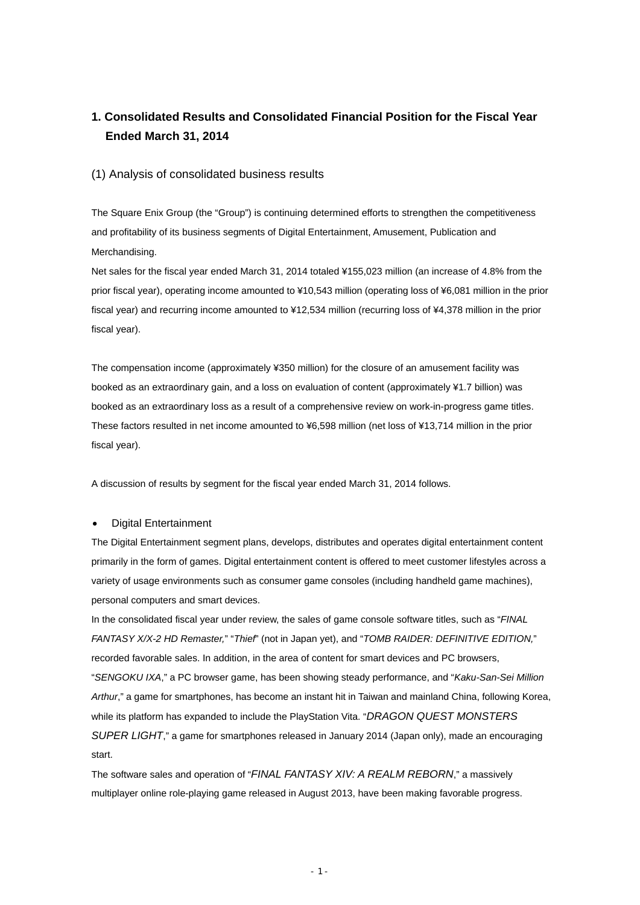# 1. Consolidated Results and Consolidated Financial Position for the Fiscal Year Ended March 31, 2014

## (1) Analysis of consolidated business results

The Square Enix Group (the "Group") is continuing determined efforts to strengthen the competitiveness and profitability of its business segments of Digital Entertainment, Amusement, Publication and Merchandising.

Net sales for the fiscal year ended March 31, 2014 totaled ¥155,023 million (an increase of 4.8% from the prior fiscal year), operating income amounted to ¥10,543 million (operating loss of ¥6,081 million in the prior fiscal year) and recurring income amounted to ¥12,534 million (recurring loss of ¥4,378 million in the prior fiscal year).

The compensation income (approximately ¥350 million) for the closure of an amusement facility was booked as an extraordinary gain, and a loss on evaluation of content (approximately ¥1.7 billion) was booked as an extraordinary loss as a result of a comprehensive review on work-in-progress game titles. These factors resulted in net income amounted to ¥6,598 million (net loss of ¥13,714 million in the prior fiscal year).

A discussion of results by segment for the fiscal year ended March 31, 2014 follows.

- Digital Entertainment

The Digital Entertainment segment plans, develops, distributes and operates digital entertainment content primarily in the form of games. Digital entertainment content is offered to meet customer lifestyles across a variety of usage environments such as consumer game consoles (including handheld game machines), personal computers and smart devices.

In the consolidated fiscal year under review, the sales of game console software titles, such as "*FINAL FANTASY X/X-2 HD Remaster,*" "*Thief*" (not in Japan yet), and "*TOMB RAIDER: DEFINITIVE EDITION,*" recorded favorable sales. In addition, in the area of content for smart devices and PC browsers, "*SENGOKU IXA*," a PC browser game, has been showing steady performance, and "*Kaku-San-Sei Million Arthur*," a game for smartphones, has become an instant hit in Taiwan and mainland China, following Korea, while its platform has expanded to include the PlayStation Vita. "*DRAGON QUEST MONSTERS SUPER LIGHT*," a game for smartphones released in January 2014 (Japan only), made an encouraging start.

The software sales and operation of "*FINAL FANTASY XIV: A REALM REBORN*," a massively multiplayer online role-playing game released in August 2013, have been making favorable progress.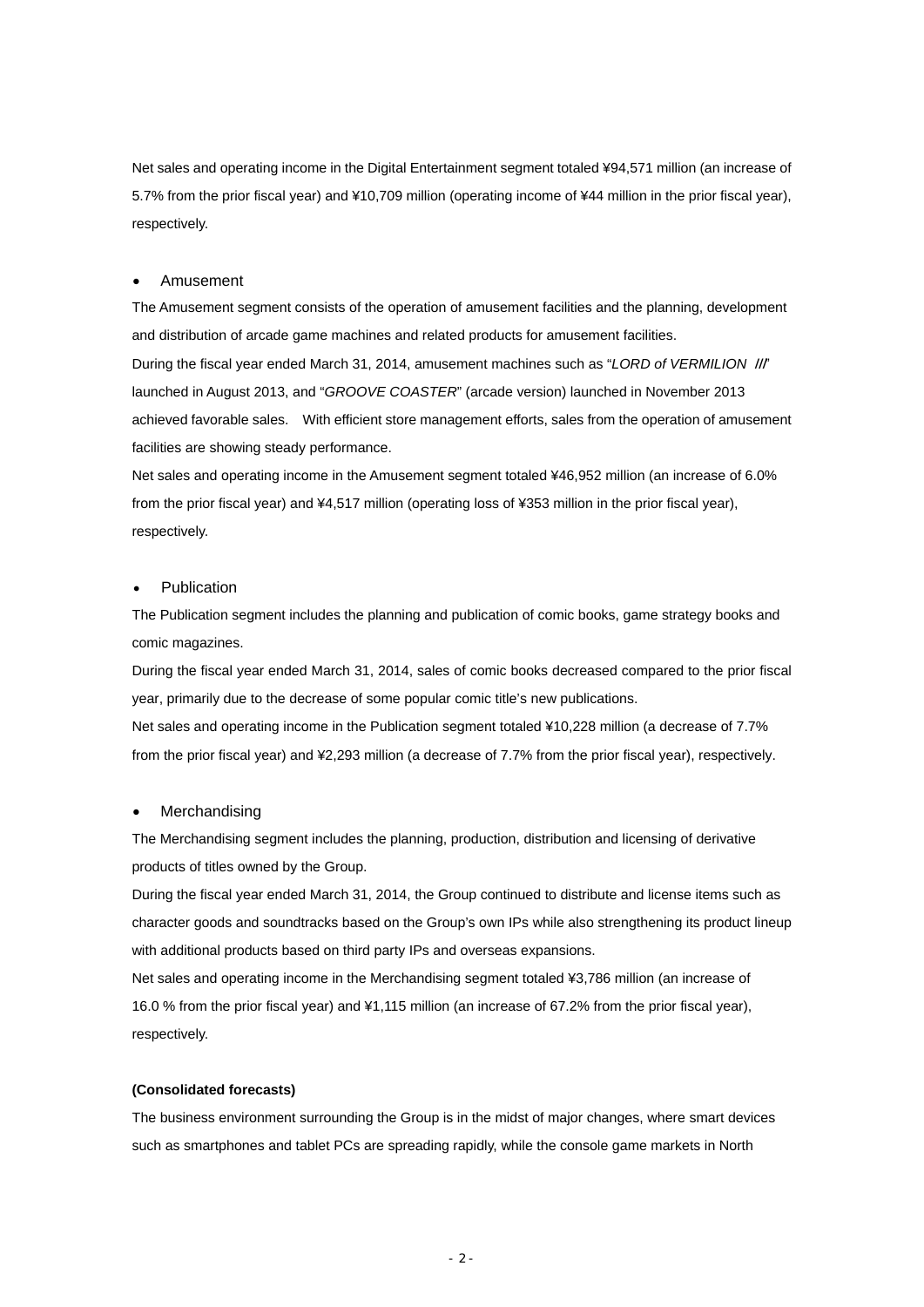Net sales and operating income in the Digital Entertainment segment totaled ¥94,571 million (an increase of 5.7% from the prior fiscal year) and ¥10,709 million (operating income of ¥44 million in the prior fiscal year), respectively.

- Amusement

The Amusement segment consists of the operation of amusement facilities and the planning, development and distribution of arcade game machines and related products for amusement facilities.

During the fiscal year ended March 31, 2014, amusement machines such as "*LORD of VERMILION III*" launched in August 2013, and "*GROOVE COASTER*" (arcade version) launched in November 2013 achieved favorable sales. With efficient store management efforts, sales from the operation of amusement facilities are showing steady performance.

Net sales and operating income in the Amusement segment totaled ¥46,952 million (an increase of 6.0% from the prior fiscal year) and ¥4,517 million (operating loss of ¥353 million in the prior fiscal year), respectively.

- Publication

The Publication segment includes the planning and publication of comic books, game strategy books and comic magazines.

During the fiscal year ended March 31, 2014, sales of comic books decreased compared to the prior fiscal year, primarily due to the decrease of some popular comic title's new publications.

Net sales and operating income in the Publication segment totaled ¥10,228 million (a decrease of 7.7% from the prior fiscal year) and ¥2,293 million (a decrease of 7.7% from the prior fiscal year), respectively.

- Merchandising

The Merchandising segment includes the planning, production, distribution and licensing of derivative products of titles owned by the Group.

During the fiscal year ended March 31, 2014, the Group continued to distribute and license items such as character goods and soundtracks based on the Group's own IPs while also strengthening its product lineup with additional products based on third party IPs and overseas expansions.

Net sales and operating income in the Merchandising segment totaled ¥3,786 million (an increase of 16.0 % from the prior fiscal year) and ¥1,115 million (an increase of 67.2% from the prior fiscal year), respectively.

**(Consolidated forecasts)**

The business environment surrounding the Group is in the midst of major changes, where smart devices such as smartphones and tablet PCs are spreading rapidly, while the console game markets in North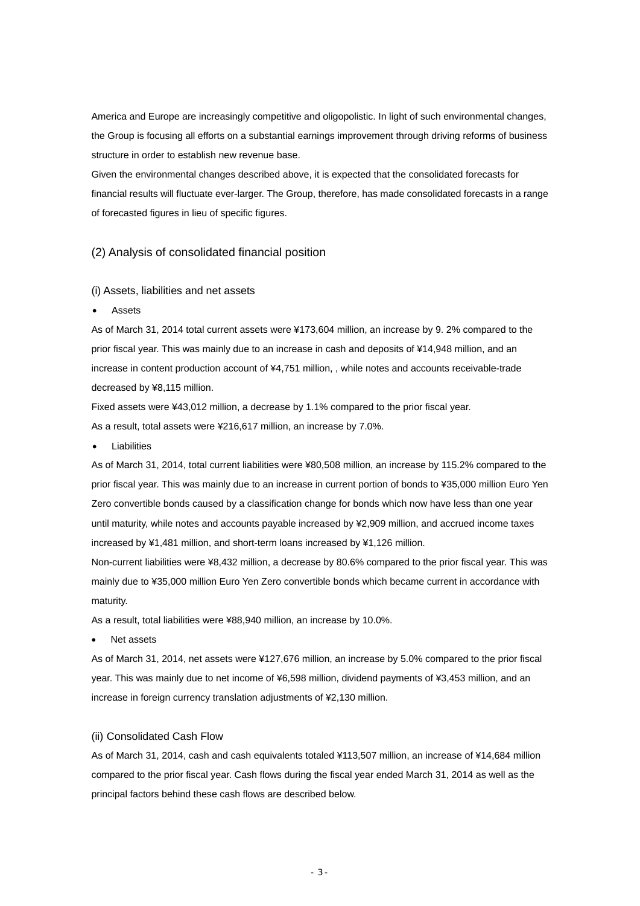America and Europe are increasingly competitive and oligopolistic. In light of such environmental changes, the Group is focusing all efforts on a substantial earnings improvement through driving reforms of business structure in order to establish new revenue base.

Given the environmental changes described above, it is expected that the consolidated forecasts for financial results will fluctuate ever-larger. The Group, therefore, has made consolidated forecasts in a range of forecasted figures in lieu of specific figures.

## (2) Analysis of consolidated financial position

### (i) Assets, liabilities and net assets

- Assets

As of March 31, 2014 total current assets were ¥173,604 million, an increase by 9. 2% compared to the prior fiscal year. This was mainly due to an increase in cash and deposits of ¥14,948 million, and an increase in content production account of ¥4,751 million, , while notes and accounts receivable-trade decreased by ¥8,115 million.

Fixed assets were ¥43,012 million, a decrease by 1.1% compared to the prior fiscal year.

As a result, total assets were ¥216,617 million, an increase by 7.0%.

- Liabilities

As of March 31, 2014, total current liabilities were ¥80,508 million, an increase by 115.2% compared to the prior fiscal year. This was mainly due to an increase in current portion of bonds to ¥35,000 million Euro Yen Zero convertible bonds caused by a classification change for bonds which now have less than one year until maturity, while notes and accounts payable increased by ¥2,909 million, and accrued income taxes increased by ¥1,481 million, and short-term loans increased by ¥1,126 million.

Non-current liabilities were ¥8,432 million, a decrease by 80.6% compared to the prior fiscal year. This was mainly due to ¥35,000 million Euro Yen Zero convertible bonds which became current in accordance with maturity.

As a result, total liabilities were ¥88,940 million, an increase by 10.0%.

- Net assets

As of March 31, 2014, net assets were ¥127,676 million, an increase by 5.0% compared to the prior fiscal year. This was mainly due to net income of ¥6,598 million, dividend payments of ¥3,453 million, and an increase in foreign currency translation adjustments of ¥2,130 million.

### (ii) Consolidated Cash Flow

As of March 31, 2014, cash and cash equivalents totaled ¥113,507 million, an increase of ¥14,684 million compared to the prior fiscal year. Cash flows during the fiscal year ended March 31, 2014 as well as the principal factors behind these cash flows are described below.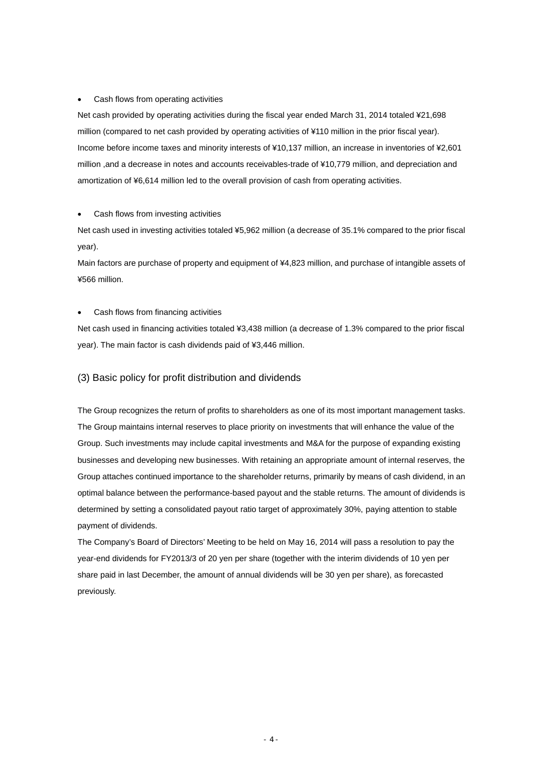- Cash flows from operating activities

Net cash provided by operating activities during the fiscal year ended March 31, 2014 totaled ¥21,698 million (compared to net cash provided by operating activities of ¥110 million in the prior fiscal year). Income before income taxes and minority interests of ¥10,137 million, an increase in inventories of ¥2,601 million ,and a decrease in notes and accounts receivables-trade of ¥10,779 million, and depreciation and amortization of ¥6,614 million led to the overall provision of cash from operating activities.

- Cash flows from investing activities

Net cash used in investing activities totaled ¥5,962 million (a decrease of 35.1% compared to the prior fiscal year).

Main factors are purchase of property and equipment of ¥4,823 million, and purchase of intangible assets of ¥566 million.

- Cash flows from financing activities

Net cash used in financing activities totaled ¥3,438 million (a decrease of 1.3% compared to the prior fiscal year). The main factor is cash dividends paid of ¥3,446 million.

## (3) Basic policy for profit distribution and dividends

The Group recognizes the return of profits to shareholders as one of its most important management tasks. The Group maintains internal reserves to place priority on investments that will enhance the value of the Group. Such investments may include capital investments and M&A for the purpose of expanding existing businesses and developing new businesses. With retaining an appropriate amount of internal reserves, the Group attaches continued importance to the shareholder returns, primarily by means of cash dividend, in an optimal balance between the performance-based payout and the stable returns. The amount of dividends is determined by setting a consolidated payout ratio target of approximately 30%, paying attention to stable payment of dividends.

The Company's Board of Directors' Meeting to be held on May 16, 2014 will pass a resolution to pay the year-end dividends for FY2013/3 of 20 yen per share (together with the interim dividends of 10 yen per share paid in last December, the amount of annual dividends will be 30 yen per share), as forecasted previously.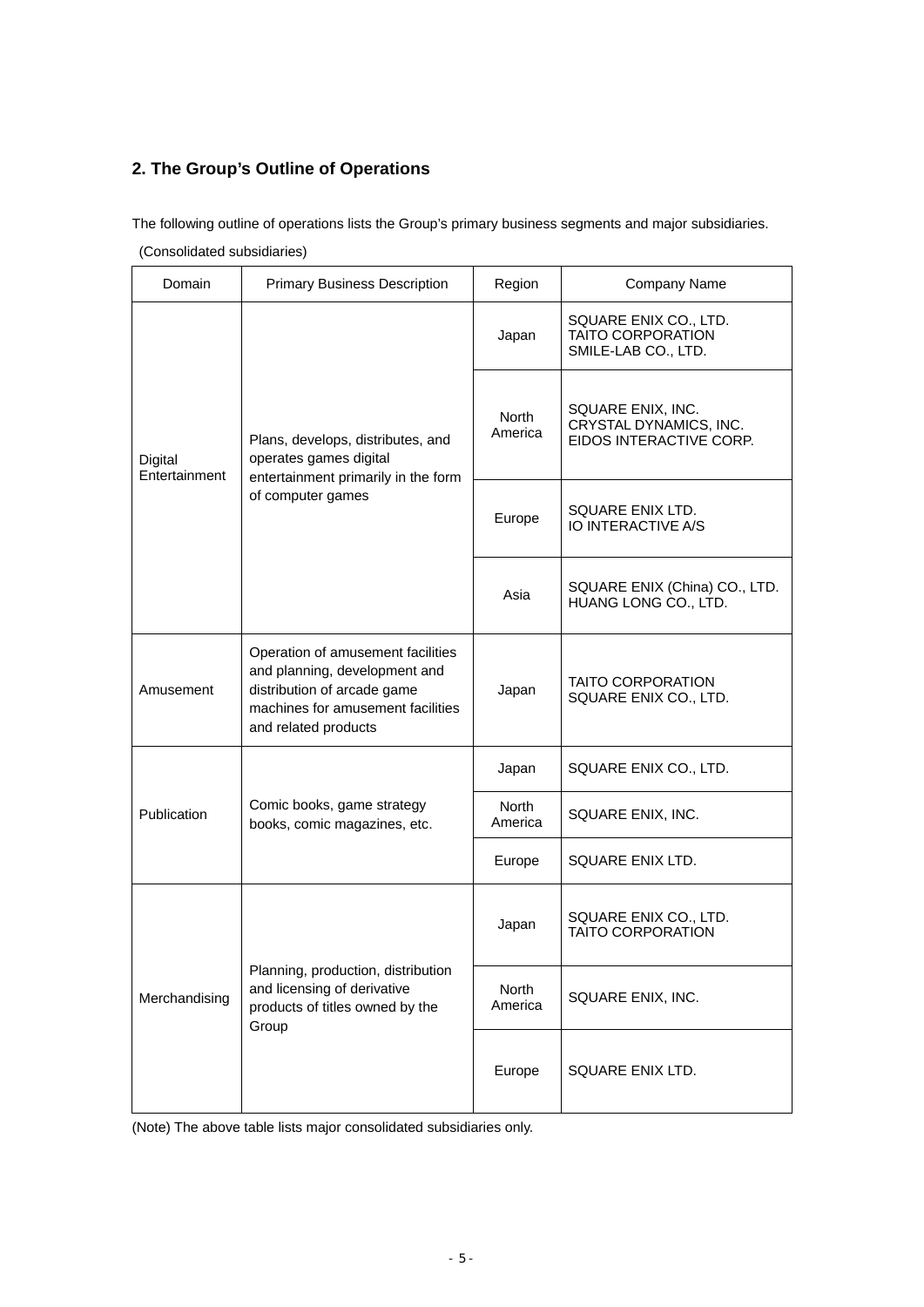## 2. The Group's Outline of Operations

The following outline of operations lists the Group's primary business segments and major subsidiaries.

(Consolidated subsidiaries)

| Domain | Primary Business Description | Region | Company Name |
|---|---|---|---|
| Digital Entertainment | Plans, develops, distributes, and operates games digital entertainment primarily in the form of computer games | Japan | SQUARE ENIX CO., LTD.<br>TAITO CORPORATION<br>SMILE-LAB CO., LTD. |
| | | North America | SQUARE ENIX, INC.<br>CRYSTAL DYNAMICS, INC.<br>EIDOS INTERACTIVE CORP. |
| | | Europe | SQUARE ENIX LTD.<br>IO INTERACTIVE A/S |
| | | Asia | SQUARE ENIX (China) CO., LTD.<br>HUANG LONG CO., LTD. |
| Amusement | Operation of amusement facilities and planning, development and distribution of arcade game machines for amusement facilities and related products | Japan | TAITO CORPORATION<br>SQUARE ENIX CO., LTD. |
| Publication | Comic books, game strategy books, comic magazines, etc. | Japan | SQUARE ENIX CO., LTD. |
| | | North America | SQUARE ENIX, INC. |
| | | Europe | SQUARE ENIX LTD. |
| Merchandising | Planning, production, distribution and licensing of derivative products of titles owned by the Group | Japan | SQUARE ENIX CO., LTD.<br>TAITO CORPORATION |
| | | North America | SQUARE ENIX, INC. |
| | | Europe | SQUARE ENIX LTD. |

(Note) The above table lists major consolidated subsidiaries only.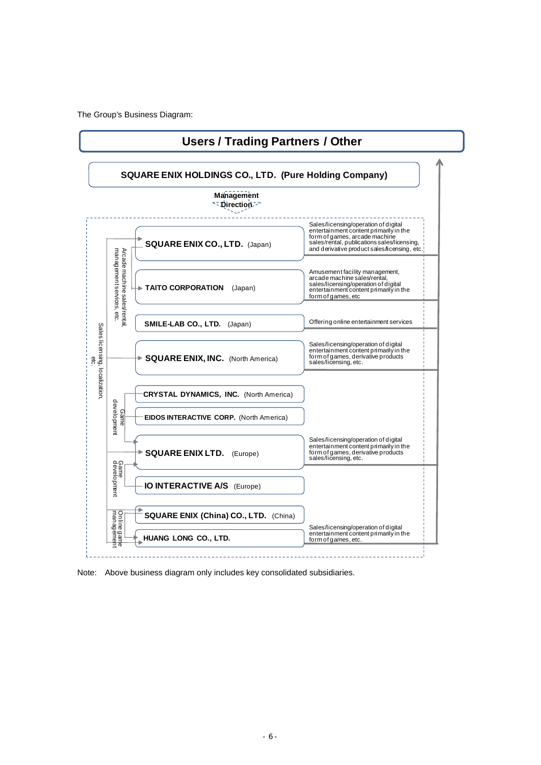The Group's Business Diagram:

**Users / Trading Partners / Other**

**SQUARE ENIX HOLDINGS CO., LTD. (Pure Holding Company)**

**Management Direction**

| Company | Business |
|---|---|
| **SQUARE ENIX CO., LTD.** (Japan) | Sales/licensing/operation of digital entertainment content primarily in the form of games, arcade machine sales/rental, publications sales/licensing, and derivative product sales/licensing, etc. |
| **TAITO CORPORATION** (Japan) | Amusement facility management, arcade machine sales/rental, sales/licensing/operation of digital entertainment content primarily in the form of games, etc |
| **SMILE-LAB CO., LTD.** (Japan) | Offering online entertainment services |
| **SQUARE ENIX, INC.** (North America) | Sales/licensing/operation of digital entertainment content primarily in the form of games, derivative products sales/licensing, etc. |
| **CRYSTAL DYNAMICS, INC.** (North America) | |
| **EIDOS INTERACTIVE CORP.** (North America) | |
| **SQUARE ENIX LTD.** (Europe) | Sales/licensing/operation of digital entertainment content primarily in the form of games, derivative products sales/licensing, etc. |
| **IO INTERACTIVE A/S** (Europe) | |
| **SQUARE ENIX (China) CO., LTD.** (China) | Sales/licensing/operation of digital entertainment content primarily in the form of games, etc. |
| **HUANG LONG CO., LTD.** | |

Intra-group relationships:
- SQUARE ENIX CO., LTD. → TAITO CORPORATION: Arcade machine sales/rental, management services, etc.
- SQUARE ENIX CO., LTD. → SQUARE ENIX, INC., SQUARE ENIX LTD., SQUARE ENIX (China) CO., LTD.: Sales licensing, localization, etc.
- CRYSTAL DYNAMICS, INC., EIDOS INTERACTIVE CORP. → SQUARE ENIX LTD.: Game development
- IO INTERACTIVE A/S → SQUARE ENIX LTD.: Game development
- SQUARE ENIX (China) CO., LTD. ↔ HUANG LONG CO., LTD.: Online game management

Note: Above business diagram only includes key consolidated subsidiaries.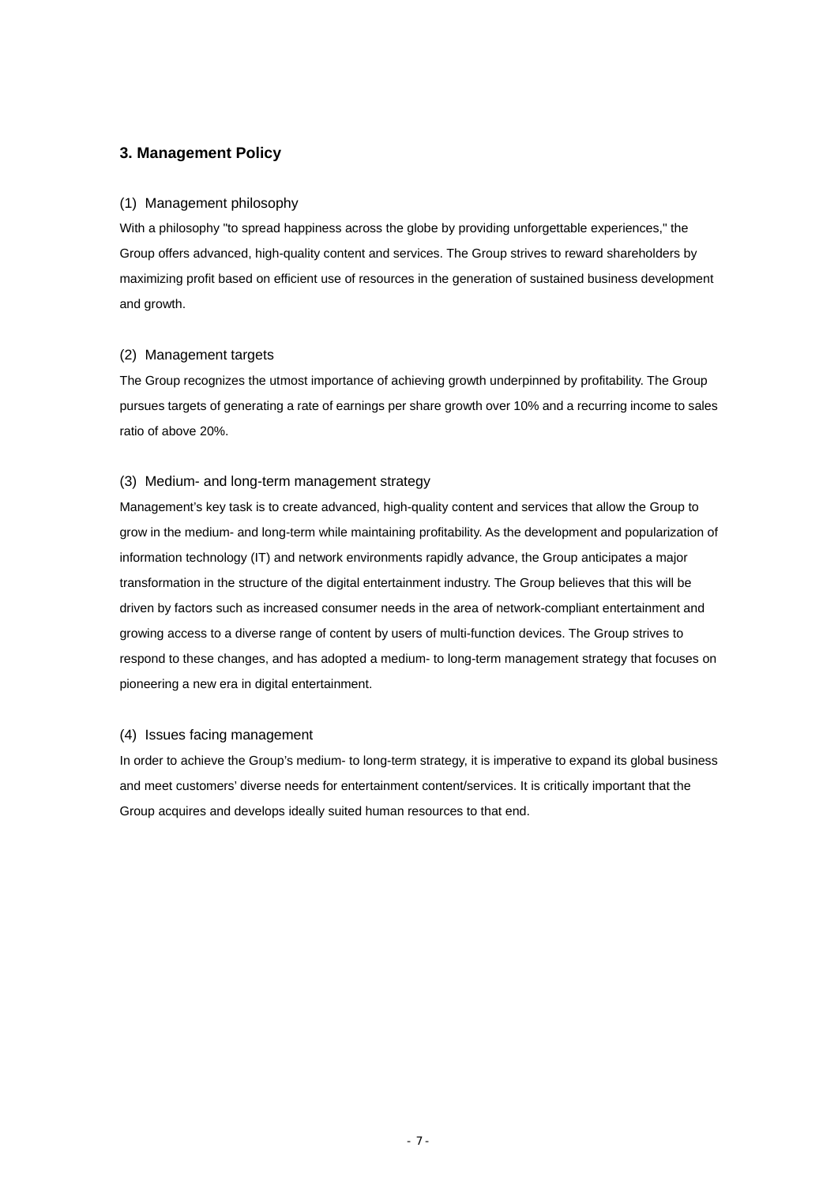## 3. Management Policy

### (1) Management philosophy

With a philosophy "to spread happiness across the globe by providing unforgettable experiences," the Group offers advanced, high-quality content and services. The Group strives to reward shareholders by maximizing profit based on efficient use of resources in the generation of sustained business development and growth.

### (2) Management targets

The Group recognizes the utmost importance of achieving growth underpinned by profitability. The Group pursues targets of generating a rate of earnings per share growth over 10% and a recurring income to sales ratio of above 20%.

### (3) Medium- and long-term management strategy

Management's key task is to create advanced, high-quality content and services that allow the Group to grow in the medium- and long-term while maintaining profitability. As the development and popularization of information technology (IT) and network environments rapidly advance, the Group anticipates a major transformation in the structure of the digital entertainment industry. The Group believes that this will be driven by factors such as increased consumer needs in the area of network-compliant entertainment and growing access to a diverse range of content by users of multi-function devices. The Group strives to respond to these changes, and has adopted a medium- to long-term management strategy that focuses on pioneering a new era in digital entertainment.

### (4) Issues facing management

In order to achieve the Group's medium- to long-term strategy, it is imperative to expand its global business and meet customers' diverse needs for entertainment content/services. It is critically important that the Group acquires and develops ideally suited human resources to that end.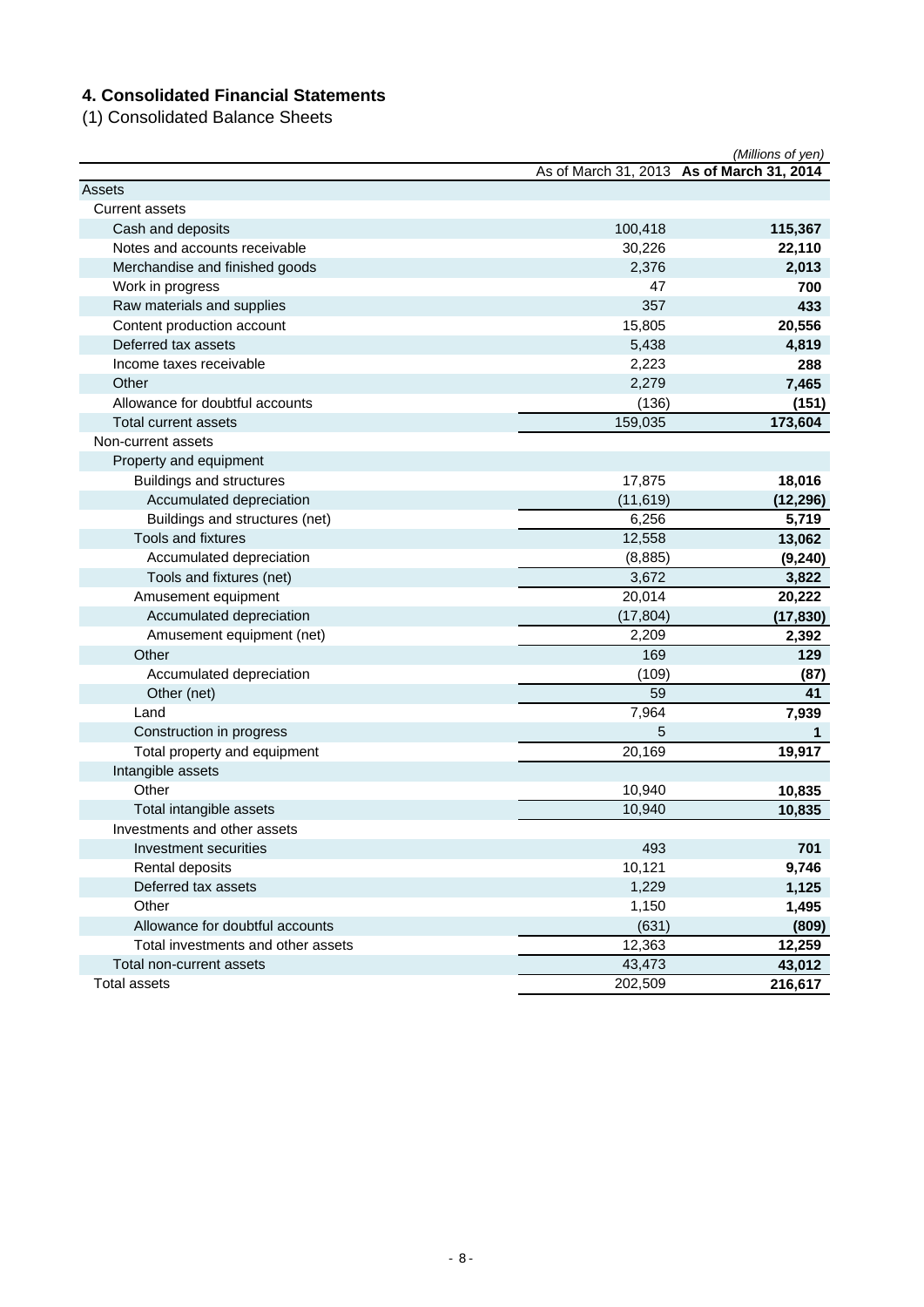# 4. Consolidated Financial Statements

(1) Consolidated Balance Sheets

*(Millions of yen)*

| | As of March 31, 2013 | **As of March 31, 2014** |
|---|---|---|
| Assets | | |
| Current assets | | |
| Cash and deposits | 100,418 | **115,367** |
| Notes and accounts receivable | 30,226 | **22,110** |
| Merchandise and finished goods | 2,376 | **2,013** |
| Work in progress | 47 | **700** |
| Raw materials and supplies | 357 | **433** |
| Content production account | 15,805 | **20,556** |
| Deferred tax assets | 5,438 | **4,819** |
| Income taxes receivable | 2,223 | **288** |
| Other | 2,279 | **7,465** |
| Allowance for doubtful accounts | (136) | **(151)** |
| Total current assets | 159,035 | **173,604** |
| Non-current assets | | |
| Property and equipment | | |
| Buildings and structures | 17,875 | **18,016** |
| Accumulated depreciation | (11,619) | **(12,296)** |
| Buildings and structures (net) | 6,256 | **5,719** |
| Tools and fixtures | 12,558 | **13,062** |
| Accumulated depreciation | (8,885) | **(9,240)** |
| Tools and fixtures (net) | 3,672 | **3,822** |
| Amusement equipment | 20,014 | **20,222** |
| Accumulated depreciation | (17,804) | **(17,830)** |
| Amusement equipment (net) | 2,209 | **2,392** |
| Other | 169 | **129** |
| Accumulated depreciation | (109) | **(87)** |
| Other (net) | 59 | **41** |
| Land | 7,964 | **7,939** |
| Construction in progress | 5 | **1** |
| Total property and equipment | 20,169 | **19,917** |
| Intangible assets | | |
| Other | 10,940 | **10,835** |
| Total intangible assets | 10,940 | **10,835** |
| Investments and other assets | | |
| Investment securities | 493 | **701** |
| Rental deposits | 10,121 | **9,746** |
| Deferred tax assets | 1,229 | **1,125** |
| Other | 1,150 | **1,495** |
| Allowance for doubtful accounts | (631) | **(809)** |
| Total investments and other assets | 12,363 | **12,259** |
| Total non-current assets | 43,473 | **43,012** |
| Total assets | 202,509 | **216,617** |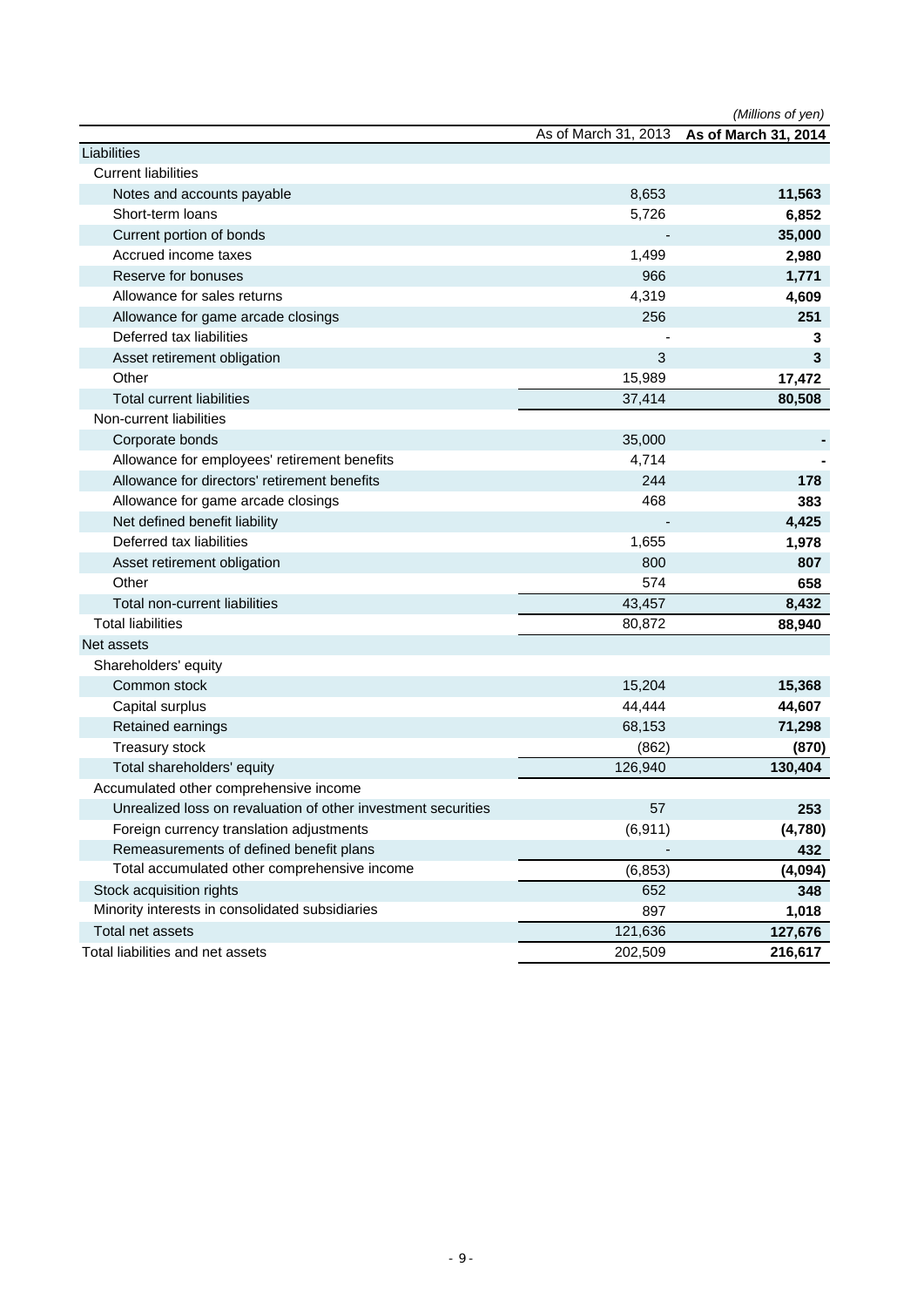*(Millions of yen)*

| | As of March 31, 2013 | **As of March 31, 2014** |
|---|---|---|
| Liabilities | | |
| Current liabilities | | |
| Notes and accounts payable | 8,653 | **11,563** |
| Short-term loans | 5,726 | **6,852** |
| Current portion of bonds | - | **35,000** |
| Accrued income taxes | 1,499 | **2,980** |
| Reserve for bonuses | 966 | **1,771** |
| Allowance for sales returns | 4,319 | **4,609** |
| Allowance for game arcade closings | 256 | **251** |
| Deferred tax liabilities | - | **3** |
| Asset retirement obligation | 3 | **3** |
| Other | 15,989 | **17,472** |
| Total current liabilities | 37,414 | **80,508** |
| Non-current liabilities | | |
| Corporate bonds | 35,000 | **-** |
| Allowance for employees' retirement benefits | 4,714 | **-** |
| Allowance for directors' retirement benefits | 244 | **178** |
| Allowance for game arcade closings | 468 | **383** |
| Net defined benefit liability | - | **4,425** |
| Deferred tax liabilities | 1,655 | **1,978** |
| Asset retirement obligation | 800 | **807** |
| Other | 574 | **658** |
| Total non-current liabilities | 43,457 | **8,432** |
| Total liabilities | 80,872 | **88,940** |
| Net assets | | |
| Shareholders' equity | | |
| Common stock | 15,204 | **15,368** |
| Capital surplus | 44,444 | **44,607** |
| Retained earnings | 68,153 | **71,298** |
| Treasury stock | (862) | **(870)** |
| Total shareholders' equity | 126,940 | **130,404** |
| Accumulated other comprehensive income | | |
| Unrealized loss on revaluation of other investment securities | 57 | **253** |
| Foreign currency translation adjustments | (6,911) | **(4,780)** |
| Remeasurements of defined benefit plans | - | **432** |
| Total accumulated other comprehensive income | (6,853) | **(4,094)** |
| Stock acquisition rights | 652 | **348** |
| Minority interests in consolidated subsidiaries | 897 | **1,018** |
| Total net assets | 121,636 | **127,676** |
| Total liabilities and net assets | 202,509 | **216,617** |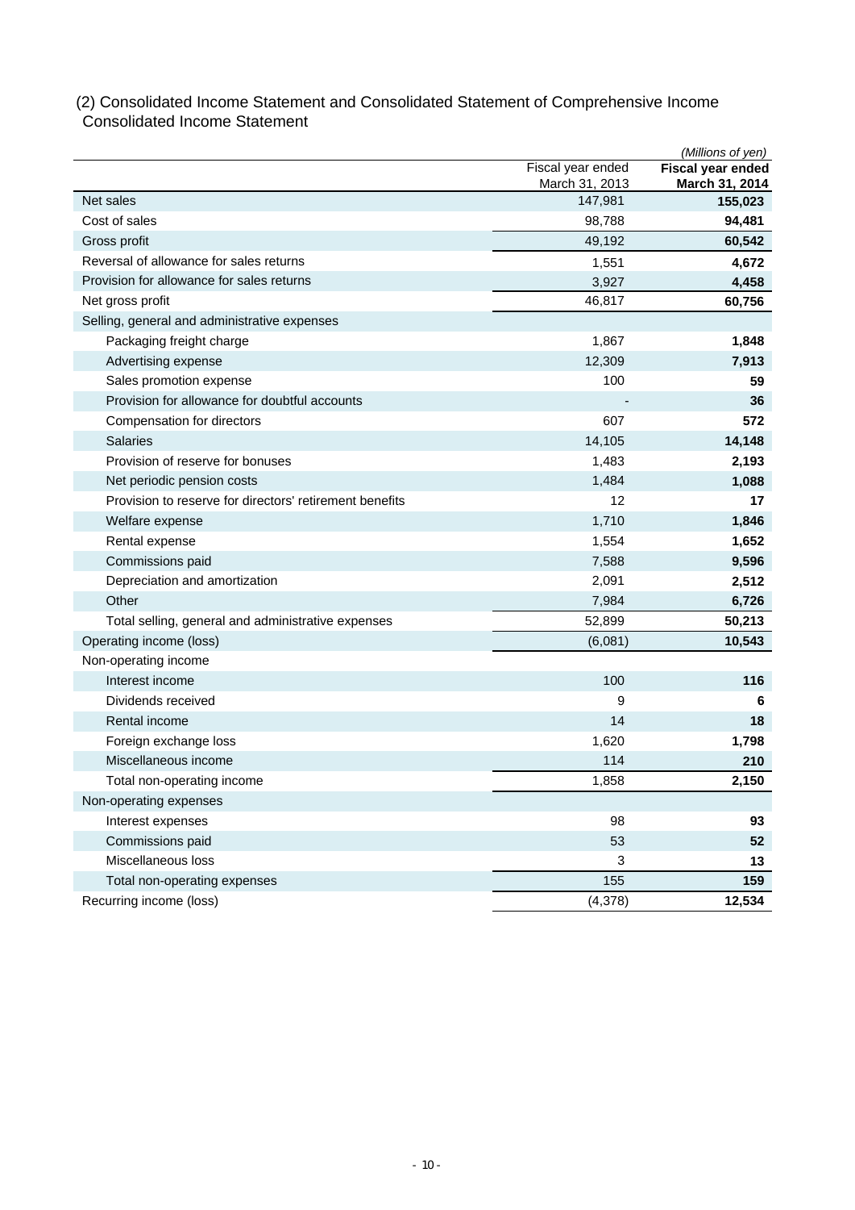(2) Consolidated Income Statement and Consolidated Statement of Comprehensive Income

Consolidated Income Statement

*(Millions of yen)*

| | Fiscal year ended March 31, 2013 | **Fiscal year ended March 31, 2014** |
|---|---|---|
| Net sales | 147,981 | **155,023** |
| Cost of sales | 98,788 | **94,481** |
| Gross profit | 49,192 | **60,542** |
| Reversal of allowance for sales returns | 1,551 | **4,672** |
| Provision for allowance for sales returns | 3,927 | **4,458** |
| Net gross profit | 46,817 | **60,756** |
| Selling, general and administrative expenses | | |
| Packaging freight charge | 1,867 | **1,848** |
| Advertising expense | 12,309 | **7,913** |
| Sales promotion expense | 100 | **59** |
| Provision for allowance for doubtful accounts | - | **36** |
| Compensation for directors | 607 | **572** |
| Salaries | 14,105 | **14,148** |
| Provision of reserve for bonuses | 1,483 | **2,193** |
| Net periodic pension costs | 1,484 | **1,088** |
| Provision to reserve for directors' retirement benefits | 12 | **17** |
| Welfare expense | 1,710 | **1,846** |
| Rental expense | 1,554 | **1,652** |
| Commissions paid | 7,588 | **9,596** |
| Depreciation and amortization | 2,091 | **2,512** |
| Other | 7,984 | **6,726** |
| Total selling, general and administrative expenses | 52,899 | **50,213** |
| Operating income (loss) | (6,081) | **10,543** |
| Non-operating income | | |
| Interest income | 100 | **116** |
| Dividends received | 9 | **6** |
| Rental income | 14 | **18** |
| Foreign exchange loss | 1,620 | **1,798** |
| Miscellaneous income | 114 | **210** |
| Total non-operating income | 1,858 | **2,150** |
| Non-operating expenses | | |
| Interest expenses | 98 | **93** |
| Commissions paid | 53 | **52** |
| Miscellaneous loss | 3 | **13** |
| Total non-operating expenses | 155 | **159** |
| Recurring income (loss) | (4,378) | **12,534** |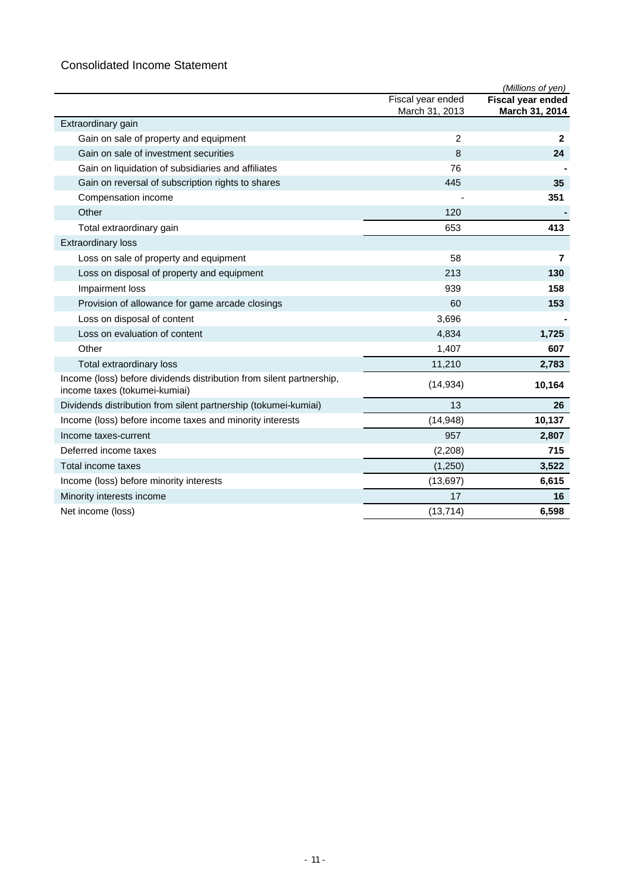## Consolidated Income Statement

*(Millions of yen)*

| | Fiscal year ended March 31, 2013 | **Fiscal year ended March 31, 2014** |
|---|---|---|
| Extraordinary gain | | |
| Gain on sale of property and equipment | 2 | **2** |
| Gain on sale of investment securities | 8 | **24** |
| Gain on liquidation of subsidiaries and affiliates | 76 | **-** |
| Gain on reversal of subscription rights to shares | 445 | **35** |
| Compensation income | - | **351** |
| Other | 120 | **-** |
| Total extraordinary gain | 653 | **413** |
| Extraordinary loss | | |
| Loss on sale of property and equipment | 58 | **7** |
| Loss on disposal of property and equipment | 213 | **130** |
| Impairment loss | 939 | **158** |
| Provision of allowance for game arcade closings | 60 | **153** |
| Loss on disposal of content | 3,696 | **-** |
| Loss on evaluation of content | 4,834 | **1,725** |
| Other | 1,407 | **607** |
| Total extraordinary loss | 11,210 | **2,783** |
| Income (loss) before dividends distribution from silent partnership, income taxes (tokumei-kumiai) | (14,934) | **10,164** |
| Dividends distribution from silent partnership (tokumei-kumiai) | 13 | **26** |
| Income (loss) before income taxes and minority interests | (14,948) | **10,137** |
| Income taxes-current | 957 | **2,807** |
| Deferred income taxes | (2,208) | **715** |
| Total income taxes | (1,250) | **3,522** |
| Income (loss) before minority interests | (13,697) | **6,615** |
| Minority interests income | 17 | **16** |
| Net income (loss) | (13,714) | **6,598** |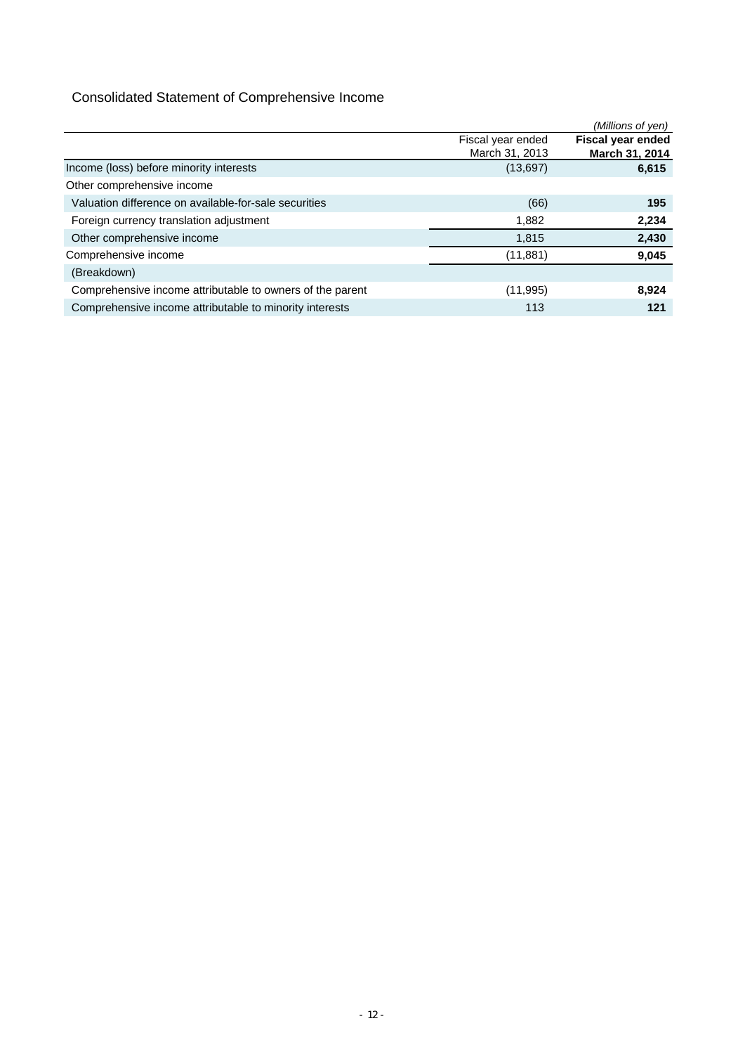## Consolidated Statement of Comprehensive Income

*(Millions of yen)*

| | Fiscal year ended March 31, 2013 | **Fiscal year ended March 31, 2014** |
|---|---|---|
| Income (loss) before minority interests | (13,697) | **6,615** |
| Other comprehensive income | | |
| Valuation difference on available-for-sale securities | (66) | **195** |
| Foreign currency translation adjustment | 1,882 | **2,234** |
| Other comprehensive income | 1,815 | **2,430** |
| Comprehensive income | (11,881) | **9,045** |
| (Breakdown) | | |
| Comprehensive income attributable to owners of the parent | (11,995) | **8,924** |
| Comprehensive income attributable to minority interests | 113 | **121** |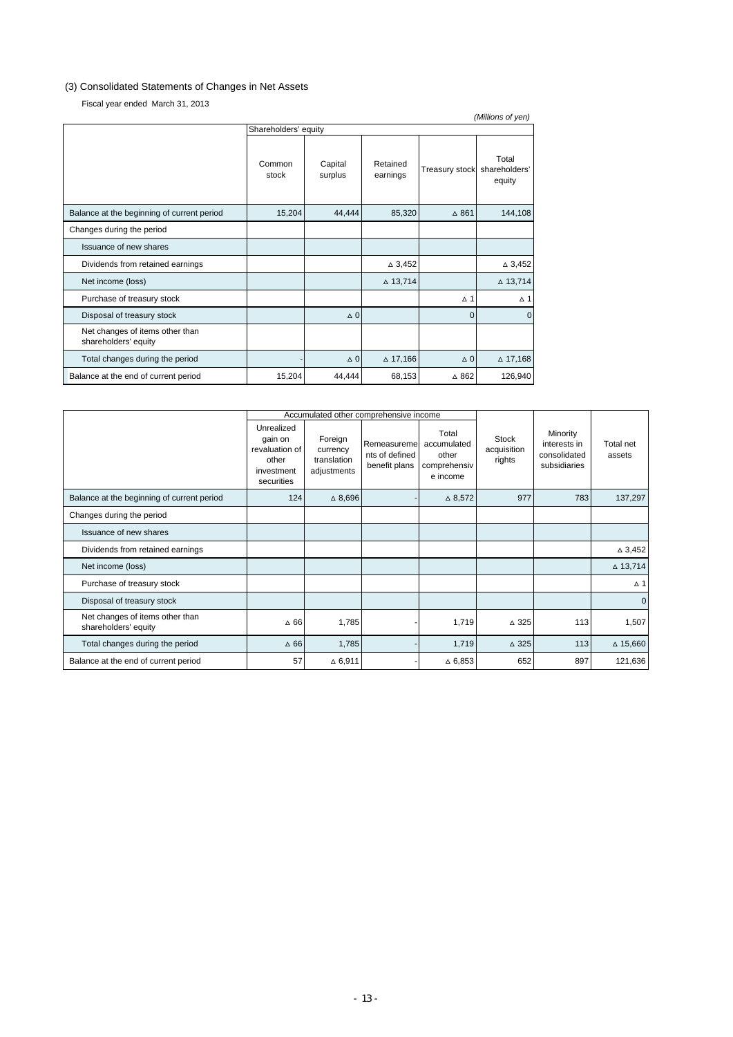(3) Consolidated Statements of Changes in Net Assets

Fiscal year ended March 31, 2013

*(Millions of yen)*

| | Shareholders' equity | | | | |
|---|---|---|---|---|---|
| | Common stock | Capital surplus | Retained earnings | Treasury stock | Total shareholders' equity |
| Balance at the beginning of current period | 15,204 | 44,444 | 85,320 | △ 861 | 144,108 |
| Changes during the period | | | | | |
| Issuance of new shares | | | | | |
| Dividends from retained earnings | | | △ 3,452 | | △ 3,452 |
| Net income (loss) | | | △ 13,714 | | △ 13,714 |
| Purchase of treasury stock | | | | △ 1 | △ 1 |
| Disposal of treasury stock | | △ 0 | | 0 | 0 |
| Net changes of items other than shareholders' equity | | | | | |
| Total changes during the period | - | △ 0 | △ 17,166 | △ 0 | △ 17,168 |
| Balance at the end of current period | 15,204 | 44,444 | 68,153 | △ 862 | 126,940 |

| | Accumulated other comprehensive income | | | | Stock acquisition rights | Minority interests in consolidated subsidiaries | Total net assets |
|---|---|---|---|---|---|---|---|
| | Unrealized gain on revaluation of other investment securities | Foreign currency translation adjustments | Remeasurements of defined benefit plans | Total accumulated other comprehensive income | | | |
| Balance at the beginning of current period | 124 | △ 8,696 | - | △ 8,572 | 977 | 783 | 137,297 |
| Changes during the period | | | | | | | |
| Issuance of new shares | | | | | | | |
| Dividends from retained earnings | | | | | | | △ 3,452 |
| Net income (loss) | | | | | | | △ 13,714 |
| Purchase of treasury stock | | | | | | | △ 1 |
| Disposal of treasury stock | | | | | | | 0 |
| Net changes of items other than shareholders' equity | △ 66 | 1,785 | - | 1,719 | △ 325 | 113 | 1,507 |
| Total changes during the period | △ 66 | 1,785 | - | 1,719 | △ 325 | 113 | △ 15,660 |
| Balance at the end of current period | 57 | △ 6,911 | - | △ 6,853 | 652 | 897 | 121,636 |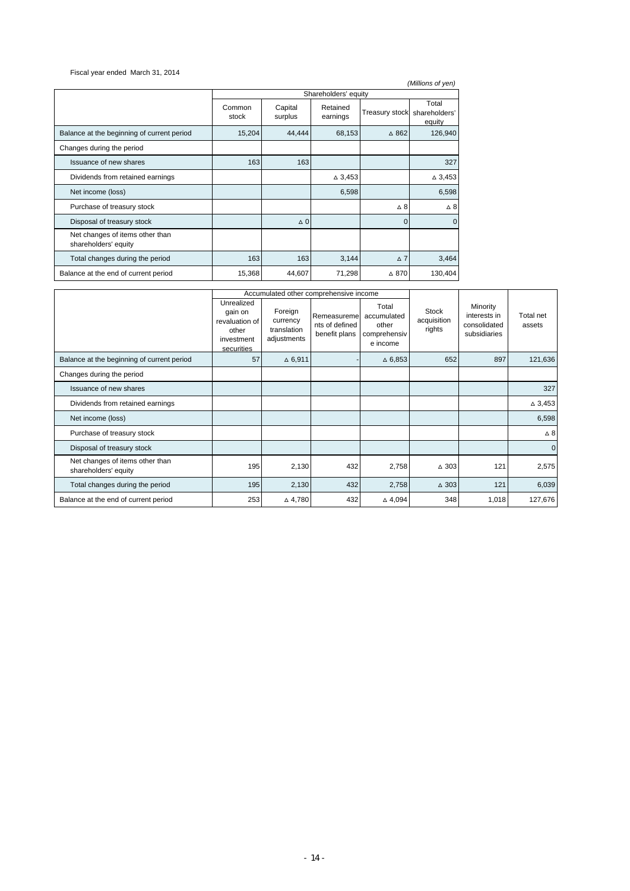Fiscal year ended March 31, 2014

*(Millions of yen)*

| | Shareholders' equity | | | | |
|---|---|---|---|---|---|
| | Common stock | Capital surplus | Retained earnings | Treasury stock | Total shareholders' equity |
| Balance at the beginning of current period | 15,204 | 44,444 | 68,153 | △ 862 | 126,940 |
| Changes during the period | | | | | |
| Issuance of new shares | 163 | 163 | | | 327 |
| Dividends from retained earnings | | | △ 3,453 | | △ 3,453 |
| Net income (loss) | | | 6,598 | | 6,598 |
| Purchase of treasury stock | | | | △ 8 | △ 8 |
| Disposal of treasury stock | | △ 0 | | 0 | 0 |
| Net changes of items other than shareholders' equity | | | | | |
| Total changes during the period | 163 | 163 | 3,144 | △ 7 | 3,464 |
| Balance at the end of current period | 15,368 | 44,607 | 71,298 | △ 870 | 130,404 |

| | Accumulated other comprehensive income | | | | Stock acquisition rights | Minority interests in consolidated subsidiaries | Total net assets |
|---|---|---|---|---|---|---|---|
| | Unrealized gain on revaluation of other investment securities | Foreign currency translation adjustments | Remeasurements of defined benefit plans | Total accumulated other comprehensive income | | | |
| Balance at the beginning of current period | 57 | △ 6,911 | - | △ 6,853 | 652 | 897 | 121,636 |
| Changes during the period | | | | | | | |
| Issuance of new shares | | | | | | | 327 |
| Dividends from retained earnings | | | | | | | △ 3,453 |
| Net income (loss) | | | | | | | 6,598 |
| Purchase of treasury stock | | | | | | | △ 8 |
| Disposal of treasury stock | | | | | | | 0 |
| Net changes of items other than shareholders' equity | 195 | 2,130 | 432 | 2,758 | △ 303 | 121 | 2,575 |
| Total changes during the period | 195 | 2,130 | 432 | 2,758 | △ 303 | 121 | 6,039 |
| Balance at the end of current period | 253 | △ 4,780 | 432 | △ 4,094 | 348 | 1,018 | 127,676 |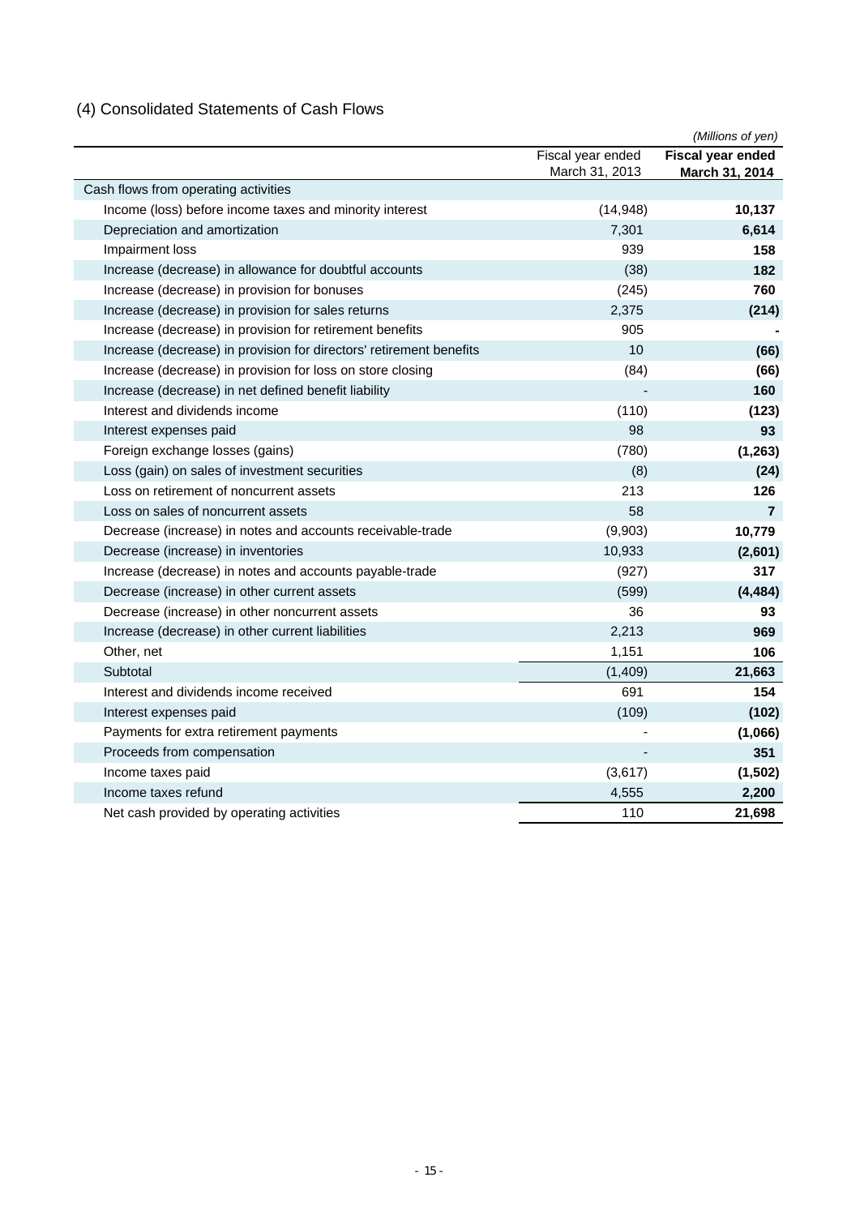## (4) Consolidated Statements of Cash Flows

*(Millions of yen)*

| | Fiscal year ended March 31, 2013 | **Fiscal year ended March 31, 2014** |
|---|---|---|
| Cash flows from operating activities | | |
| Income (loss) before income taxes and minority interest | (14,948) | **10,137** |
| Depreciation and amortization | 7,301 | **6,614** |
| Impairment loss | 939 | **158** |
| Increase (decrease) in allowance for doubtful accounts | (38) | **182** |
| Increase (decrease) in provision for bonuses | (245) | **760** |
| Increase (decrease) in provision for sales returns | 2,375 | **(214)** |
| Increase (decrease) in provision for retirement benefits | 905 | **-** |
| Increase (decrease) in provision for directors' retirement benefits | 10 | **(66)** |
| Increase (decrease) in provision for loss on store closing | (84) | **(66)** |
| Increase (decrease) in net defined benefit liability | - | **160** |
| Interest and dividends income | (110) | **(123)** |
| Interest expenses paid | 98 | **93** |
| Foreign exchange losses (gains) | (780) | **(1,263)** |
| Loss (gain) on sales of investment securities | (8) | **(24)** |
| Loss on retirement of noncurrent assets | 213 | **126** |
| Loss on sales of noncurrent assets | 58 | **7** |
| Decrease (increase) in notes and accounts receivable-trade | (9,903) | **10,779** |
| Decrease (increase) in inventories | 10,933 | **(2,601)** |
| Increase (decrease) in notes and accounts payable-trade | (927) | **317** |
| Decrease (increase) in other current assets | (599) | **(4,484)** |
| Decrease (increase) in other noncurrent assets | 36 | **93** |
| Increase (decrease) in other current liabilities | 2,213 | **969** |
| Other, net | 1,151 | **106** |
| Subtotal | (1,409) | **21,663** |
| Interest and dividends income received | 691 | **154** |
| Interest expenses paid | (109) | **(102)** |
| Payments for extra retirement payments | - | **(1,066)** |
| Proceeds from compensation | - | **351** |
| Income taxes paid | (3,617) | **(1,502)** |
| Income taxes refund | 4,555 | **2,200** |
| Net cash provided by operating activities | 110 | **21,698** |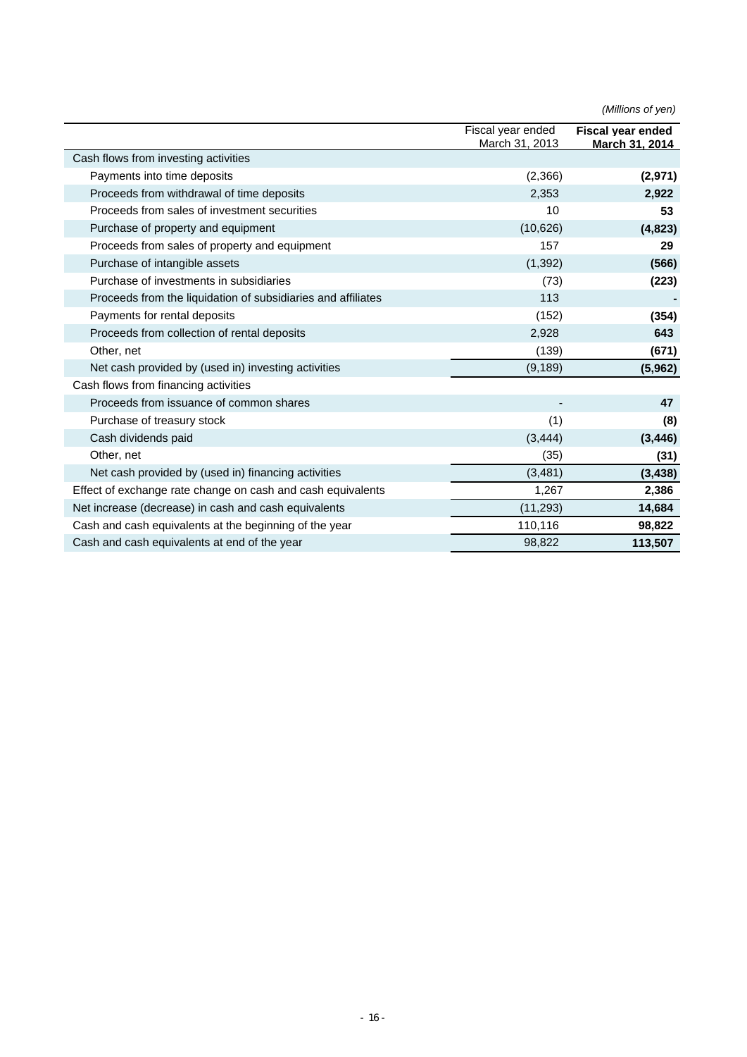*(Millions of yen)*

| | Fiscal year ended March 31, 2013 | **Fiscal year ended March 31, 2014** |
|---|---|---|
| Cash flows from investing activities | | |
| Payments into time deposits | (2,366) | **(2,971)** |
| Proceeds from withdrawal of time deposits | 2,353 | **2,922** |
| Proceeds from sales of investment securities | 10 | **53** |
| Purchase of property and equipment | (10,626) | **(4,823)** |
| Proceeds from sales of property and equipment | 157 | **29** |
| Purchase of intangible assets | (1,392) | **(566)** |
| Purchase of investments in subsidiaries | (73) | **(223)** |
| Proceeds from the liquidation of subsidiaries and affiliates | 113 | **-** |
| Payments for rental deposits | (152) | **(354)** |
| Proceeds from collection of rental deposits | 2,928 | **643** |
| Other, net | (139) | **(671)** |
| Net cash provided by (used in) investing activities | (9,189) | **(5,962)** |
| Cash flows from financing activities | | |
| Proceeds from issuance of common shares | - | **47** |
| Purchase of treasury stock | (1) | **(8)** |
| Cash dividends paid | (3,444) | **(3,446)** |
| Other, net | (35) | **(31)** |
| Net cash provided by (used in) financing activities | (3,481) | **(3,438)** |
| Effect of exchange rate change on cash and cash equivalents | 1,267 | **2,386** |
| Net increase (decrease) in cash and cash equivalents | (11,293) | **14,684** |
| Cash and cash equivalents at the beginning of the year | 110,116 | **98,822** |
| Cash and cash equivalents at end of the year | 98,822 | **113,507** |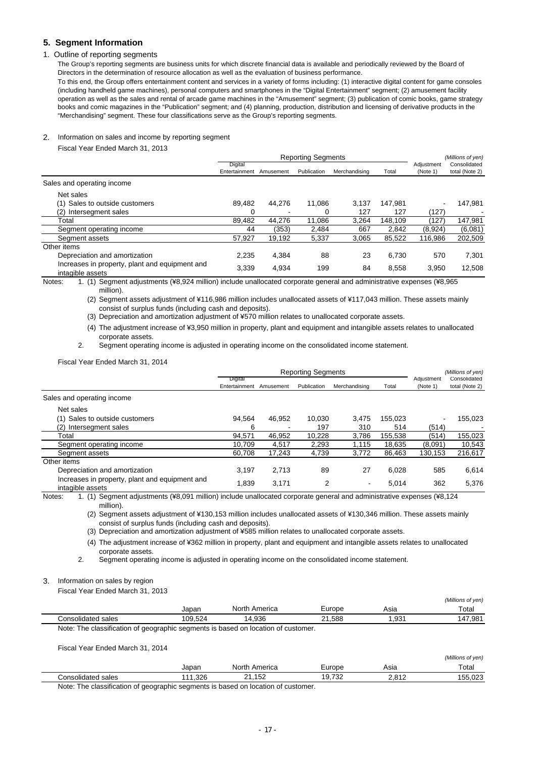## 5. Segment Information

### 1. Outline of reporting segments

The Group's reporting segments are business units for which discrete financial data is available and periodically reviewed by the Board of Directors in the determination of resource allocation as well as the evaluation of business performance.

To this end, the Group offers entertainment content and services in a variety of forms including: (1) interactive digital content for game consoles (including handheld game machines), personal computers and smartphones in the "Digital Entertainment" segment; (2) amusement facility operation as well as the sales and rental of arcade game machines in the "Amusement" segment; (3) publication of comic books, game strategy books and comic magazines in the "Publication" segment; and (4) planning, production, distribution and licensing of derivative products in the "Merchandising" segment. These four classifications serve as the Group's reporting segments.

### 2. Information on sales and income by reporting segment

Fiscal Year Ended March 31, 2013

*(Millions of yen)*

| | Reporting Segments | | | | | Adjustment (Note 1) | Consolidated total (Note 2) |
|---|---|---|---|---|---|---|---|
| | Digital Entertainment | Amusement | Publication | Merchandising | Total | | |
| Sales and operating income | | | | | | | |
| Net sales | | | | | | | |
| (1) Sales to outside customers | 89,482 | 44,276 | 11,086 | 3,137 | 147,981 | - | 147,981 |
| (2) Intersegment sales | 0 | - | 0 | 127 | 127 | (127) | - |
| Total | 89,482 | 44,276 | 11,086 | 3,264 | 148,109 | (127) | 147,981 |
| Segment operating income | 44 | (353) | 2,484 | 667 | 2,842 | (8,924) | (6,081) |
| Segment assets | 57,927 | 19,192 | 5,337 | 3,065 | 85,522 | 116,986 | 202,509 |
| Other items | | | | | | | |
| Depreciation and amortization | 2,235 | 4,384 | 88 | 23 | 6,730 | 570 | 7,301 |
| Increases in property, plant and equipment and intagible assets | 3,339 | 4,934 | 199 | 84 | 8,558 | 3,950 | 12,508 |

Notes:
1. (1) Segment adjustments (¥8,924 million) include unallocated corporate general and administrative expenses (¥8,965 million).
   (2) Segment assets adjustment of ¥116,986 million includes unallocated assets of ¥117,043 million. These assets mainly consist of surplus funds (including cash and deposits).
   (3) Depreciation and amortization adjustment of ¥570 million relates to unallocated corporate assets.
   (4) The adjustment increase of ¥3,950 million in property, plant and equipment and intangible assets relates to unallocated corporate assets.
2. Segment operating income is adjusted in operating income on the consolidated income statement.

Fiscal Year Ended March 31, 2014

*(Millions of yen)*

| | Reporting Segments | | | | | Adjustment (Note 1) | Consolidated total (Note 2) |
|---|---|---|---|---|---|---|---|
| | Digital Entertainment | Amusement | Publication | Merchandising | Total | | |
| Sales and operating income | | | | | | | |
| Net sales | | | | | | | |
| (1) Sales to outside customers | 94,564 | 46,952 | 10,030 | 3,475 | 155,023 | - | 155,023 |
| (2) Intersegment sales | 6 | - | 197 | 310 | 514 | (514) | - |
| Total | 94,571 | 46,952 | 10,228 | 3,786 | 155,538 | (514) | 155,023 |
| Segment operating income | 10,709 | 4,517 | 2,293 | 1,115 | 18,635 | (8,091) | 10,543 |
| Segment assets | 60,708 | 17,243 | 4,739 | 3,772 | 86,463 | 130,153 | 216,617 |
| Other items | | | | | | | |
| Depreciation and amortization | 3,197 | 2,713 | 89 | 27 | 6,028 | 585 | 6,614 |
| Increases in property, plant and equipment and intagible assets | 1,839 | 3,171 | 2 | - | 5,014 | 362 | 5,376 |

Notes:
1. (1) Segment adjustments (¥8,091 million) include unallocated corporate general and administrative expenses (¥8,124 million).
   (2) Segment assets adjustment of ¥130,153 million includes unallocated assets of ¥130,346 million. These assets mainly consist of surplus funds (including cash and deposits).
   (3) Depreciation and amortization adjustment of ¥585 million relates to unallocated corporate assets.
   (4) The adjustment increase of ¥362 million in property, plant and equipment and intangible assets relates to unallocated corporate assets.
2. Segment operating income is adjusted in operating income on the consolidated income statement.

### 3. Information on sales by region

Fiscal Year Ended March 31, 2013

*(Millions of yen)*

| | Japan | North America | Europe | Asia | Total |
|---|---|---|---|---|---|
| Consolidated sales | 109,524 | 14,936 | 21,588 | 1,931 | 147,981 |

Note: The classification of geographic segments is based on location of customer.

Fiscal Year Ended March 31, 2014

*(Millions of yen)*

| | Japan | North America | Europe | Asia | Total |
|---|---|---|---|---|---|
| Consolidated sales | 111,326 | 21,152 | 19,732 | 2,812 | 155,023 |

Note: The classification of geographic segments is based on location of customer.